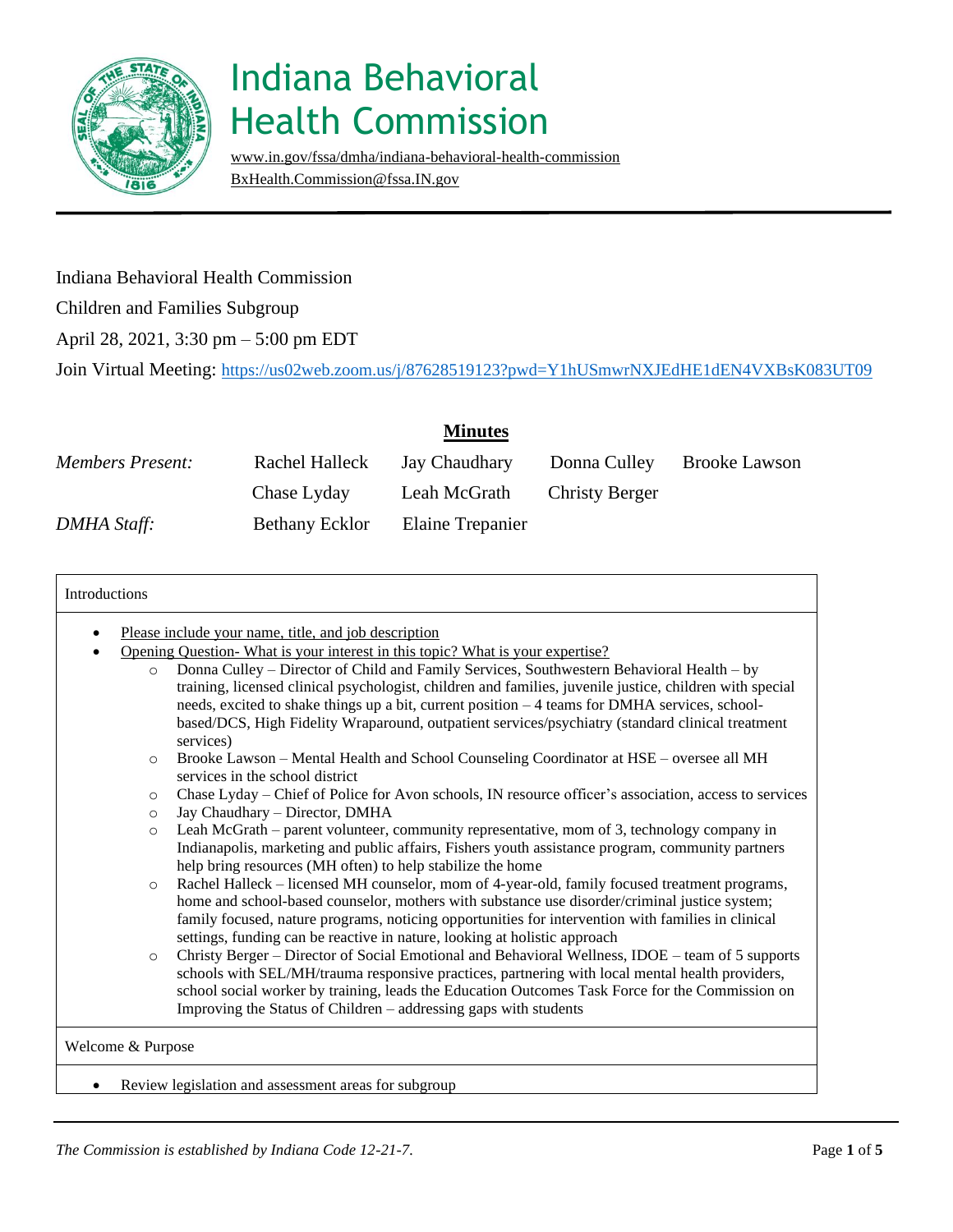# Indiana Behavioral Health Commission

www.in.gov/fssa/dmha/indiana-behavioral-health-commission
BxHealth.Commission@fssa.IN.gov

Indiana Behavioral Health Commission

Children and Families Subgroup

April 28, 2021, 3:30 pm – 5:00 pm EDT

Join Virtual Meeting: https://us02web.zoom.us/j/87628519123?pwd=Y1hUSmwrNXJEdHE1dEN4VXBsK083UT09

## Minutes

| | | | | |
|---|---|---|---|---|
| *Members Present:* | Rachel Halleck | Jay Chaudhary | Donna Culley | Brooke Lawson |
| | Chase Lyday | Leah McGrath | Christy Berger | |
| *DMHA Staff:* | Bethany Ecklor | Elaine Trepanier | | |

### Introductions

- Please include your name, title, and job description
- Opening Question- What is your interest in this topic? What is your expertise?
    - Donna Culley – Director of Child and Family Services, Southwestern Behavioral Health – by training, licensed clinical psychologist, children and families, juvenile justice, children with special needs, excited to shake things up a bit, current position – 4 teams for DMHA services, school-based/DCS, High Fidelity Wraparound, outpatient services/psychiatry (standard clinical treatment services)
    - Brooke Lawson – Mental Health and School Counseling Coordinator at HSE – oversee all MH services in the school district
    - Chase Lyday – Chief of Police for Avon schools, IN resource officer's association, access to services
    - Jay Chaudhary – Director, DMHA
    - Leah McGrath – parent volunteer, community representative, mom of 3, technology company in Indianapolis, marketing and public affairs, Fishers youth assistance program, community partners help bring resources (MH often) to help stabilize the home
    - Rachel Halleck – licensed MH counselor, mom of 4-year-old, family focused treatment programs, home and school-based counselor, mothers with substance use disorder/criminal justice system; family focused, nature programs, noticing opportunities for intervention with families in clinical settings, funding can be reactive in nature, looking at holistic approach
    - Christy Berger – Director of Social Emotional and Behavioral Wellness, IDOE – team of 5 supports schools with SEL/MH/trauma responsive practices, partnering with local mental health providers, school social worker by training, leads the Education Outcomes Task Force for the Commission on Improving the Status of Children – addressing gaps with students

### Welcome & Purpose

- Review legislation and assessment areas for subgroup

*The Commission is established by Indiana Code 12-21-7.*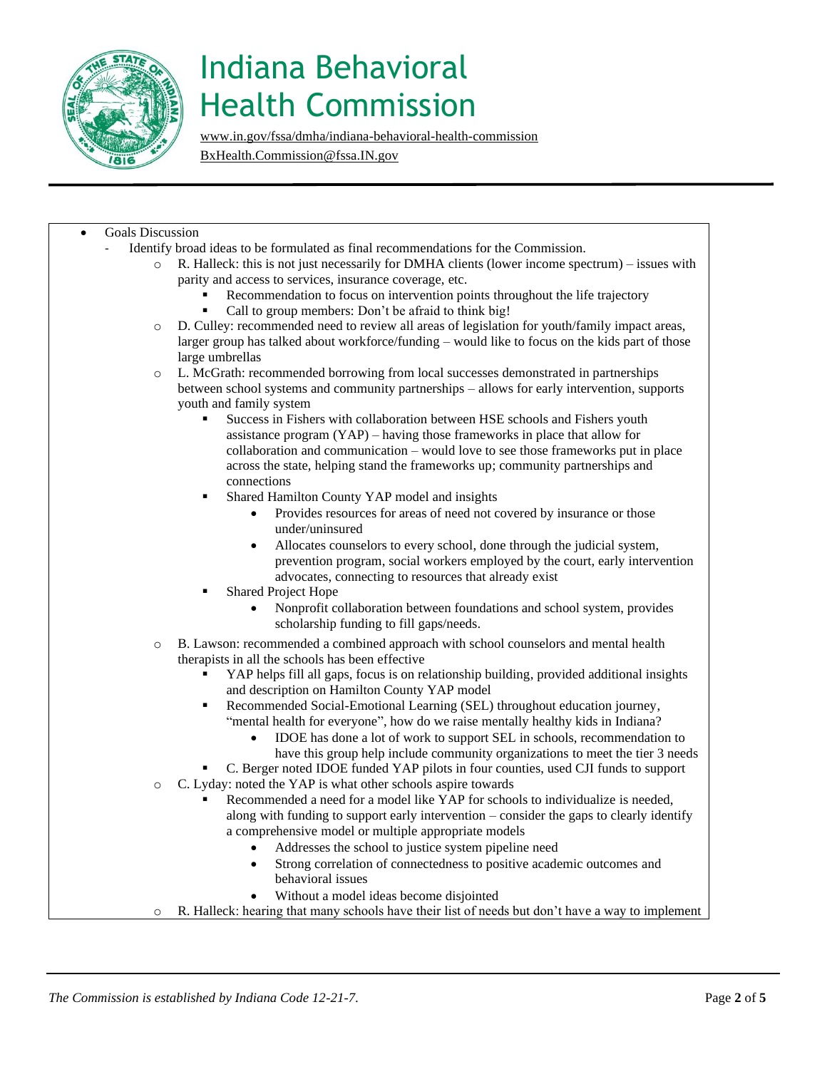# Indiana Behavioral Health Commission

www.in.gov/fssa/dmha/indiana-behavioral-health-commission
BxHealth.Commission@fssa.IN.gov

- Goals Discussion
  - Identify broad ideas to be formulated as final recommendations for the Commission.
    - R. Halleck: this is not just necessarily for DMHA clients (lower income spectrum) – issues with parity and access to services, insurance coverage, etc.
      - Recommendation to focus on intervention points throughout the life trajectory
      - Call to group members: Don't be afraid to think big!
    - D. Culley: recommended need to review all areas of legislation for youth/family impact areas, larger group has talked about workforce/funding – would like to focus on the kids part of those large umbrellas
    - L. McGrath: recommended borrowing from local successes demonstrated in partnerships between school systems and community partnerships – allows for early intervention, supports youth and family system
      - Success in Fishers with collaboration between HSE schools and Fishers youth assistance program (YAP) – having those frameworks in place that allow for collaboration and communication – would love to see those frameworks put in place across the state, helping stand the frameworks up; community partnerships and connections
      - Shared Hamilton County YAP model and insights
        - Provides resources for areas of need not covered by insurance or those under/uninsured
        - Allocates counselors to every school, done through the judicial system, prevention program, social workers employed by the court, early intervention advocates, connecting to resources that already exist
      - Shared Project Hope
        - Nonprofit collaboration between foundations and school system, provides scholarship funding to fill gaps/needs.
    - B. Lawson: recommended a combined approach with school counselors and mental health therapists in all the schools has been effective
      - YAP helps fill all gaps, focus is on relationship building, provided additional insights and description on Hamilton County YAP model
      - Recommended Social-Emotional Learning (SEL) throughout education journey, "mental health for everyone", how do we raise mentally healthy kids in Indiana?
        - IDOE has done a lot of work to support SEL in schools, recommendation to have this group help include community organizations to meet the tier 3 needs
      - C. Berger noted IDOE funded YAP pilots in four counties, used CJI funds to support
    - C. Lyday: noted the YAP is what other schools aspire towards
      - Recommended a need for a model like YAP for schools to individualize is needed, along with funding to support early intervention – consider the gaps to clearly identify a comprehensive model or multiple appropriate models
        - Addresses the school to justice system pipeline need
        - Strong correlation of connectedness to positive academic outcomes and behavioral issues
        - Without a model ideas become disjointed
    - R. Halleck: hearing that many schools have their list of needs but don't have a way to implement

*The Commission is established by Indiana Code 12-21-7.*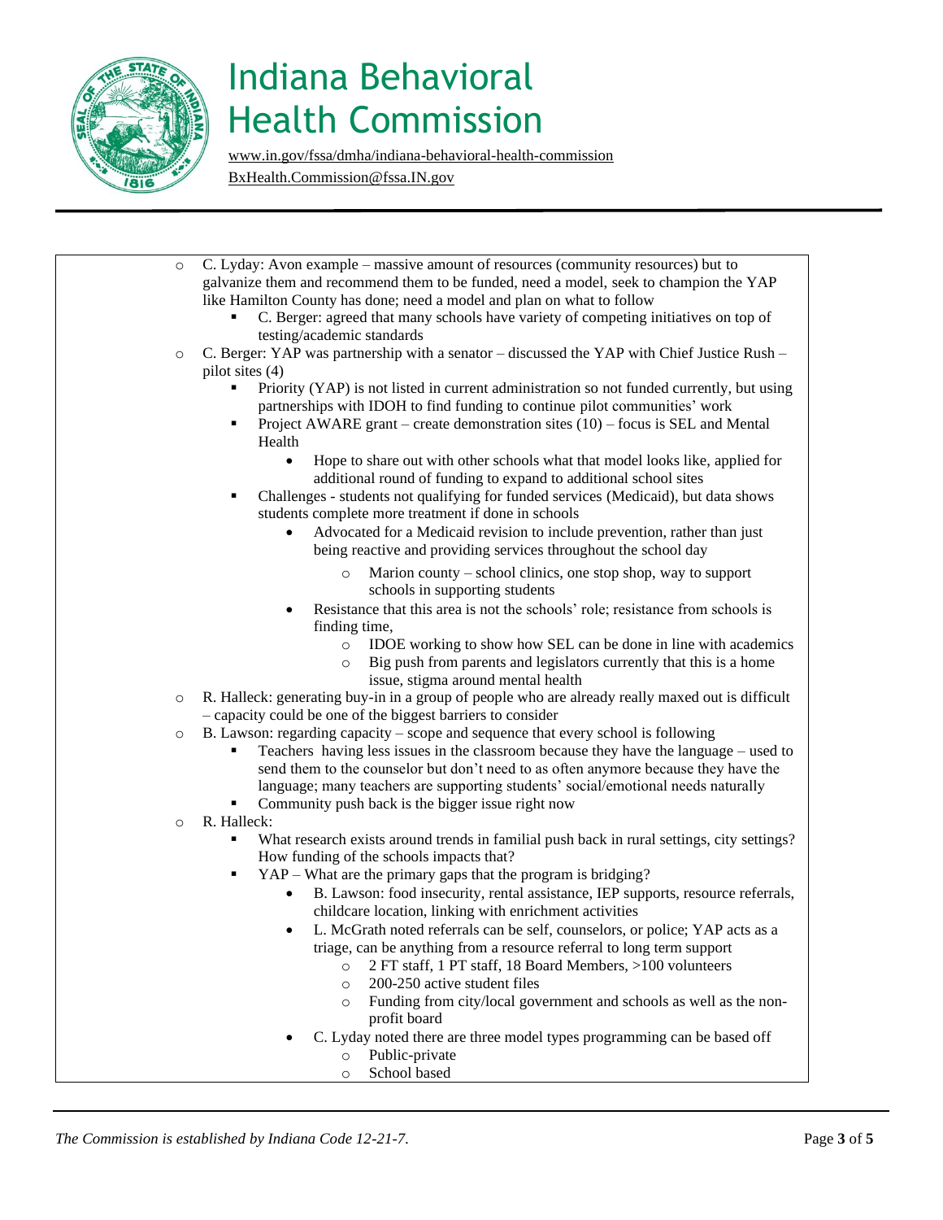# Indiana Behavioral Health Commission

www.in.gov/fssa/dmha/indiana-behavioral-health-commission
BxHealth.Commission@fssa.IN.gov

- C. Lyday: Avon example – massive amount of resources (community resources) but to galvanize them and recommend them to be funded, need a model, seek to champion the YAP like Hamilton County has done; need a model and plan on what to follow
  - C. Berger: agreed that many schools have variety of competing initiatives on top of testing/academic standards
- C. Berger: YAP was partnership with a senator – discussed the YAP with Chief Justice Rush – pilot sites (4)
  - Priority (YAP) is not listed in current administration so not funded currently, but using partnerships with IDOH to find funding to continue pilot communities' work
  - Project AWARE grant – create demonstration sites (10) – focus is SEL and Mental Health
    - Hope to share out with other schools what that model looks like, applied for additional round of funding to expand to additional school sites
  - Challenges - students not qualifying for funded services (Medicaid), but data shows students complete more treatment if done in schools
    - Advocated for a Medicaid revision to include prevention, rather than just being reactive and providing services throughout the school day
      - Marion county – school clinics, one stop shop, way to support schools in supporting students
    - Resistance that this area is not the schools' role; resistance from schools is finding time,
      - IDOE working to show how SEL can be done in line with academics
      - Big push from parents and legislators currently that this is a home issue, stigma around mental health
- R. Halleck: generating buy-in in a group of people who are already really maxed out is difficult – capacity could be one of the biggest barriers to consider
- B. Lawson: regarding capacity – scope and sequence that every school is following
  - Teachers having less issues in the classroom because they have the language – used to send them to the counselor but don't need to as often anymore because they have the language; many teachers are supporting students' social/emotional needs naturally
  - Community push back is the bigger issue right now
- R. Halleck:
  - What research exists around trends in familial push back in rural settings, city settings? How funding of the schools impacts that?
  - YAP – What are the primary gaps that the program is bridging?
    - B. Lawson: food insecurity, rental assistance, IEP supports, resource referrals, childcare location, linking with enrichment activities
    - L. McGrath noted referrals can be self, counselors, or police; YAP acts as a triage, can be anything from a resource referral to long term support
      - 2 FT staff, 1 PT staff, 18 Board Members, >100 volunteers
      - 200-250 active student files
      - Funding from city/local government and schools as well as the non-profit board
    - C. Lyday noted there are three model types programming can be based off
      - Public-private
      - School based

*The Commission is established by Indiana Code 12-21-7.*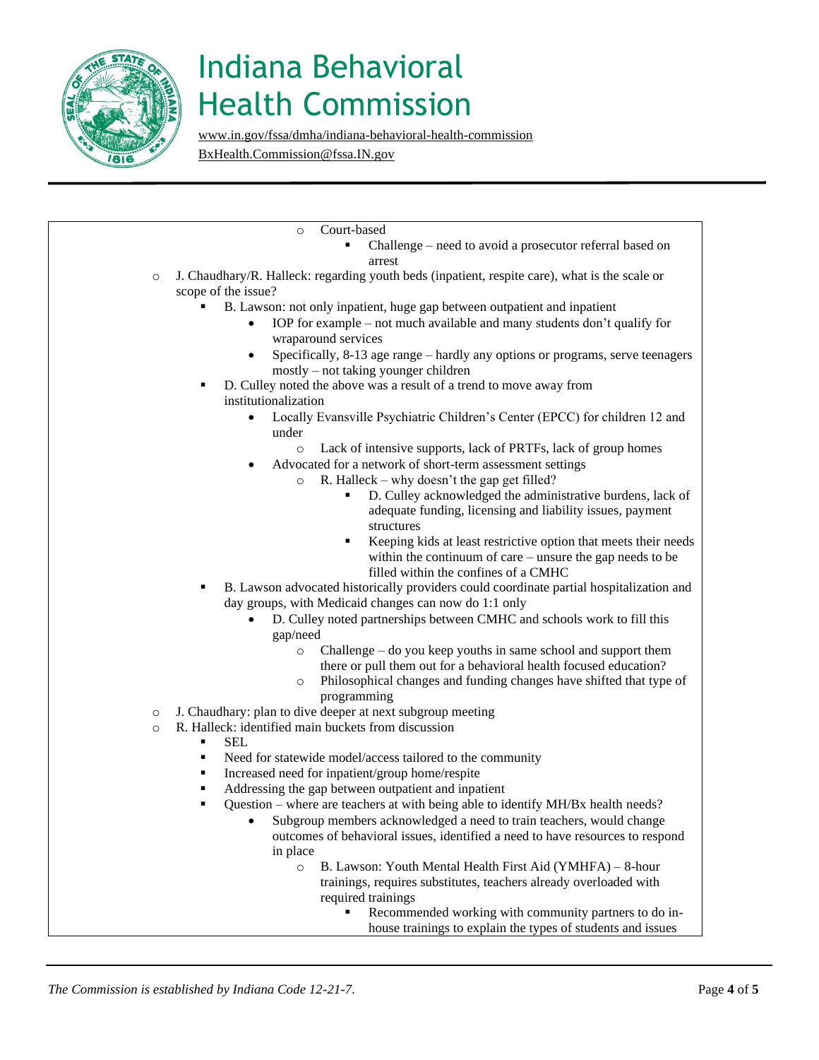# Indiana Behavioral Health Commission

www.in.gov/fssa/dmha/indiana-behavioral-health-commission
BxHealth.Commission@fssa.IN.gov

- Court-based
  - Challenge – need to avoid a prosecutor referral based on arrest
- J. Chaudhary/R. Halleck: regarding youth beds (inpatient, respite care), what is the scale or scope of the issue?
  - B. Lawson: not only inpatient, huge gap between outpatient and inpatient
    - IOP for example – not much available and many students don't qualify for wraparound services
    - Specifically, 8-13 age range – hardly any options or programs, serve teenagers mostly – not taking younger children
  - D. Culley noted the above was a result of a trend to move away from institutionalization
    - Locally Evansville Psychiatric Children's Center (EPCC) for children 12 and under
      - Lack of intensive supports, lack of PRTFs, lack of group homes
    - Advocated for a network of short-term assessment settings
      - R. Halleck – why doesn't the gap get filled?
        - D. Culley acknowledged the administrative burdens, lack of adequate funding, licensing and liability issues, payment structures
        - Keeping kids at least restrictive option that meets their needs within the continuum of care – unsure the gap needs to be filled within the confines of a CMHC
  - B. Lawson advocated historically providers could coordinate partial hospitalization and day groups, with Medicaid changes can now do 1:1 only
    - D. Culley noted partnerships between CMHC and schools work to fill this gap/need
      - Challenge – do you keep youths in same school and support them there or pull them out for a behavioral health focused education?
      - Philosophical changes and funding changes have shifted that type of programming
- J. Chaudhary: plan to dive deeper at next subgroup meeting
- R. Halleck: identified main buckets from discussion
  - SEL
  - Need for statewide model/access tailored to the community
  - Increased need for inpatient/group home/respite
  - Addressing the gap between outpatient and inpatient
  - Question – where are teachers at with being able to identify MH/Bx health needs?
    - Subgroup members acknowledged a need to train teachers, would change outcomes of behavioral issues, identified a need to have resources to respond in place
      - B. Lawson: Youth Mental Health First Aid (YMHFA) – 8-hour trainings, requires substitutes, teachers already overloaded with required trainings
        - Recommended working with community partners to do in-house trainings to explain the types of students and issues

*The Commission is established by Indiana Code 12-21-7.*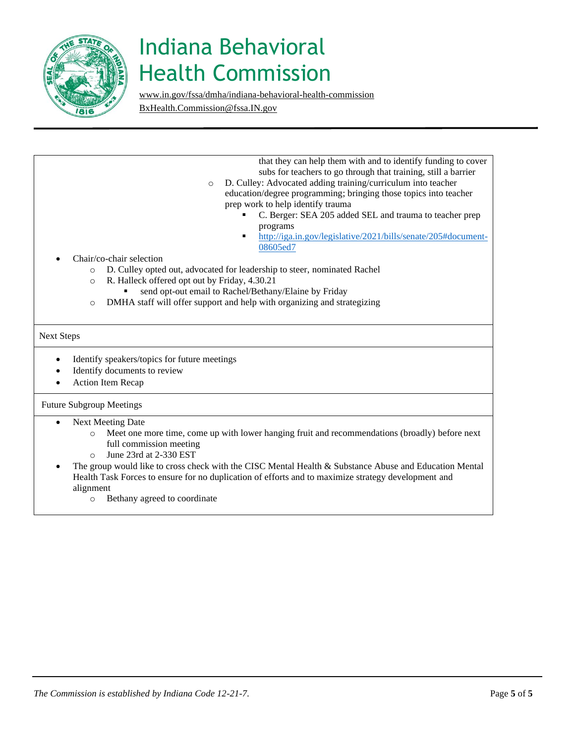# Indiana Behavioral Health Commission

www.in.gov/fssa/dmha/indiana-behavioral-health-commission
BxHealth.Commission@fssa.IN.gov

---

that they can help them with and to identify funding to cover subs for teachers to go through that training, still a barrier

- D. Culley: Advocated adding training/curriculum into teacher education/degree programming; bringing those topics into teacher prep work to help identify trauma
  - C. Berger: SEA 205 added SEL and trauma to teacher prep programs
  - http://iga.in.gov/legislative/2021/bills/senate/205#document-08605ed7

- Chair/co-chair selection
  - D. Culley opted out, advocated for leadership to steer, nominated Rachel
  - R. Halleck offered opt out by Friday, 4.30.21
    - send opt-out email to Rachel/Bethany/Elaine by Friday
  - DMHA staff will offer support and help with organizing and strategizing

Next Steps

- Identify speakers/topics for future meetings
- Identify documents to review
- Action Item Recap

Future Subgroup Meetings

- Next Meeting Date
  - Meet one more time, come up with lower hanging fruit and recommendations (broadly) before next full commission meeting
  - June 23rd at 2-330 EST
- The group would like to cross check with the CISC Mental Health & Substance Abuse and Education Mental Health Task Forces to ensure for no duplication of efforts and to maximize strategy development and alignment
  - Bethany agreed to coordinate

*The Commission is established by Indiana Code 12-21-7.*